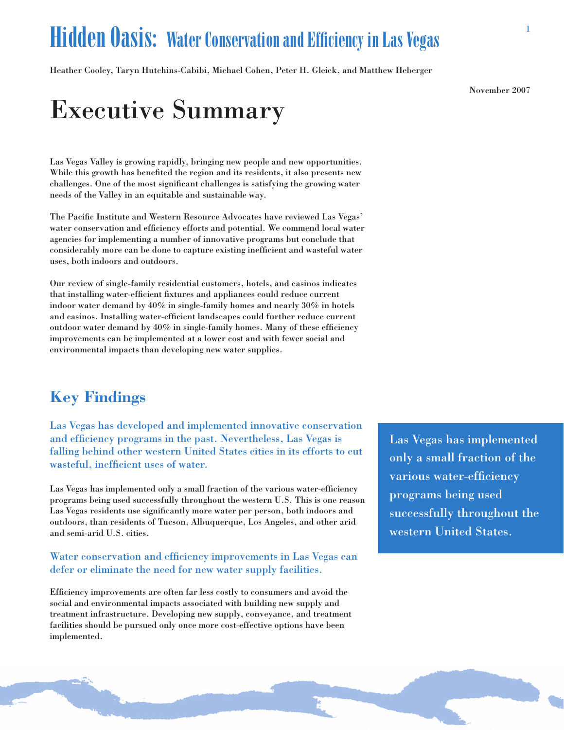# Hidden Oasis: Water Conservation and Efficiency in Las Vegas

Heather Cooley, Taryn Hutchins-Cabibi, Michael Cohen, Peter H. Gleick, and Matthew Heberger

November 2007

# Executive Summary

Las Vegas Valley is growing rapidly, bringing new people and new opportunities. While this growth has benefited the region and its residents, it also presents new challenges. One of the most significant challenges is satisfying the growing water needs of the Valley in an equitable and sustainable way.

The Pacific Institute and Western Resource Advocates have reviewed Las Vegas' water conservation and efficiency efforts and potential. We commend local water agencies for implementing a number of innovative programs but conclude that considerably more can be done to capture existing inefficient and wasteful water uses, both indoors and outdoors.

Our review of single-family residential customers, hotels, and casinos indicates that installing water-efficient fixtures and appliances could reduce current indoor water demand by 40% in single-family homes and nearly 30% in hotels and casinos. Installing water-efficient landscapes could further reduce current outdoor water demand by 40% in single-family homes. Many of these efficiency improvements can be implemented at a lower cost and with fewer social and environmental impacts than developing new water supplies.

## Key Findings

### Las Vegas has developed and implemented innovative conservation and efficiency programs in the past. Nevertheless, Las Vegas is falling behind other western United States cities in its efforts to cut wasteful, inefficient uses of water.

Las Vegas has implemented only a small fraction of the various water-efficiency programs being used successfully throughout the western U.S. This is one reason Las Vegas residents use significantly more water per person, both indoors and outdoors, than residents of Tucson, Albuquerque, Los Angeles, and other arid and semi-arid U.S. cities.

> Las Vegas has implemented only a small fraction of the various water-efficiency programs being used successfully throughout the western United States.

### Water conservation and efficiency improvements in Las Vegas can defer or eliminate the need for new water supply facilities.

Efficiency improvements are often far less costly to consumers and avoid the social and environmental impacts associated with building new supply and treatment infrastructure. Developing new supply, conveyance, and treatment facilities should be pursued only once more cost-effective options have been implemented.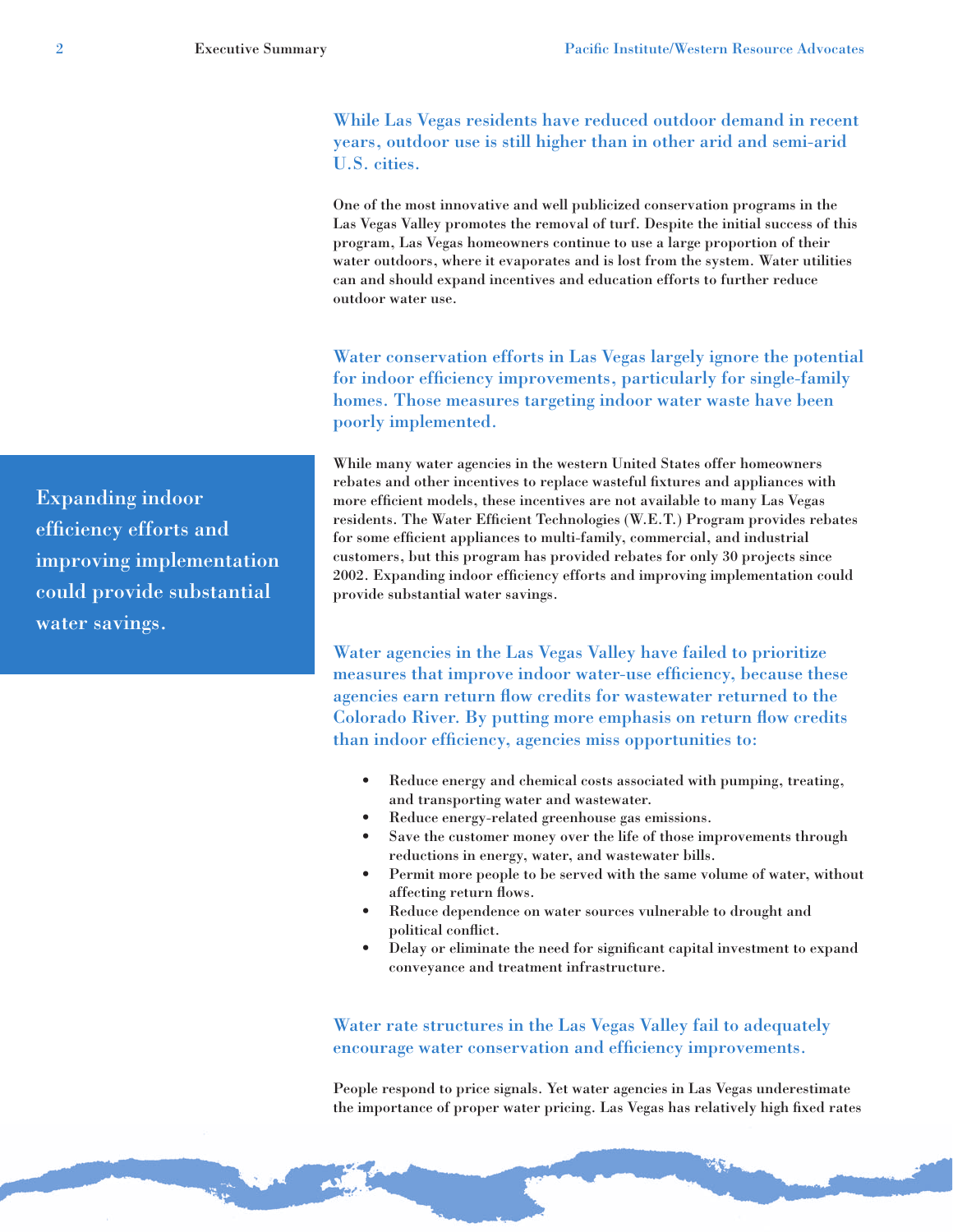### While Las Vegas residents have reduced outdoor demand in recent years, outdoor use is still higher than in other arid and semi-arid U.S. cities.

One of the most innovative and well publicized conservation programs in the Las Vegas Valley promotes the removal of turf. Despite the initial success of this program, Las Vegas homeowners continue to use a large proportion of their water outdoors, where it evaporates and is lost from the system. Water utilities can and should expand incentives and education efforts to further reduce outdoor water use.

### Water conservation efforts in Las Vegas largely ignore the potential for indoor efficiency improvements, particularly for single-family homes. Those measures targeting indoor water waste have been poorly implemented.

> Expanding indoor efficiency efforts and improving implementation could provide substantial water savings.

While many water agencies in the western United States offer homeowners rebates and other incentives to replace wasteful fixtures and appliances with more efficient models, these incentives are not available to many Las Vegas residents. The Water Efficient Technologies (W.E.T.) Program provides rebates for some efficient appliances to multi-family, commercial, and industrial customers, but this program has provided rebates for only 30 projects since 2002. Expanding indoor efficiency efforts and improving implementation could provide substantial water savings.

### Water agencies in the Las Vegas Valley have failed to prioritize measures that improve indoor water-use efficiency, because these agencies earn return flow credits for wastewater returned to the Colorado River. By putting more emphasis on return flow credits than indoor efficiency, agencies miss opportunities to:

- Reduce energy and chemical costs associated with pumping, treating, and transporting water and wastewater.
- Reduce energy-related greenhouse gas emissions.
- Save the customer money over the life of those improvements through reductions in energy, water, and wastewater bills.
- Permit more people to be served with the same volume of water, without affecting return flows.
- Reduce dependence on water sources vulnerable to drought and political conflict.
- Delay or eliminate the need for significant capital investment to expand conveyance and treatment infrastructure.

### Water rate structures in the Las Vegas Valley fail to adequately encourage water conservation and efficiency improvements.

People respond to price signals. Yet water agencies in Las Vegas underestimate the importance of proper water pricing. Las Vegas has relatively high fixed rates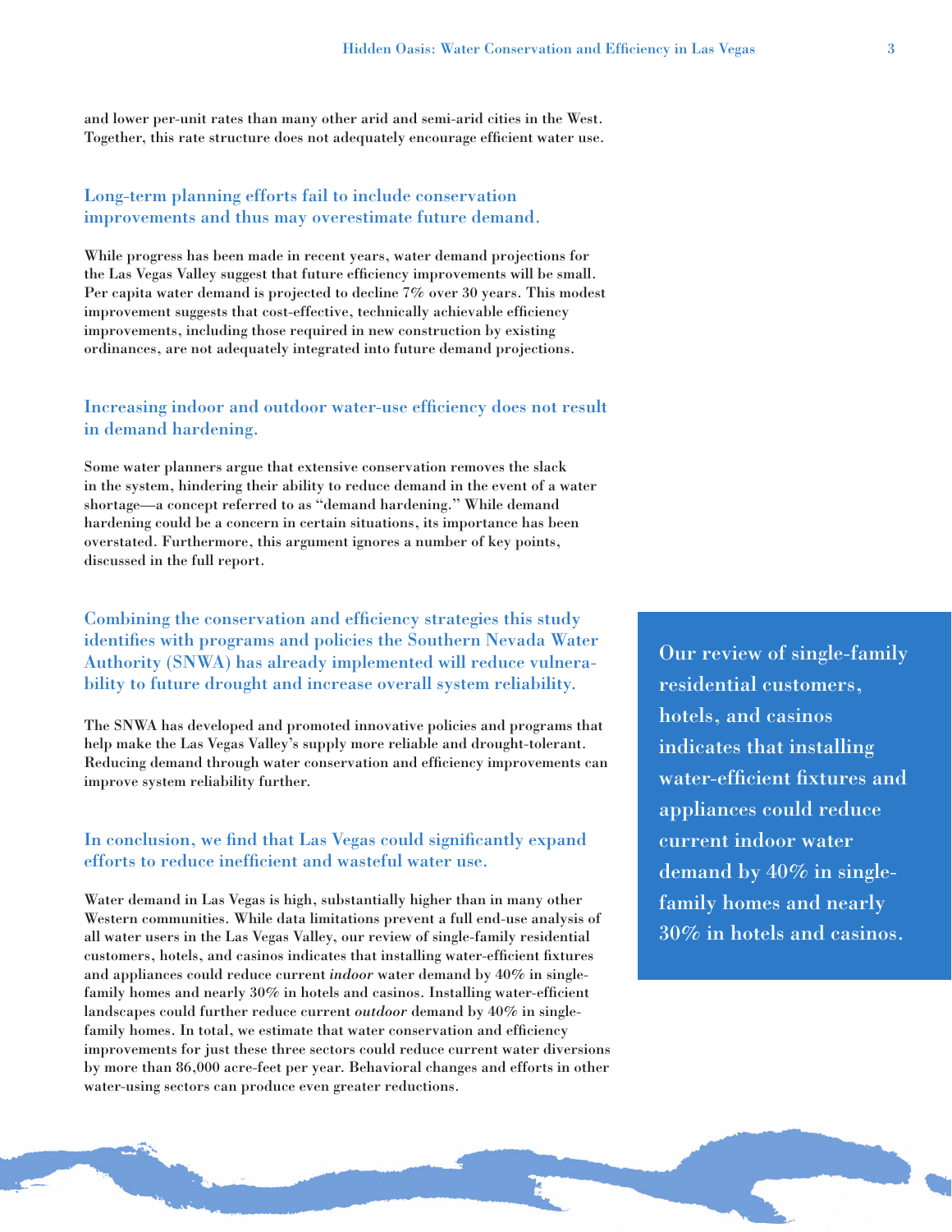and lower per-unit rates than many other arid and semi-arid cities in the West. Together, this rate structure does not adequately encourage efficient water use.

### Long-term planning efforts fail to include conservation improvements and thus may overestimate future demand.

While progress has been made in recent years, water demand projections for the Las Vegas Valley suggest that future efficiency improvements will be small. Per capita water demand is projected to decline 7% over 30 years. This modest improvement suggests that cost-effective, technically achievable efficiency improvements, including those required in new construction by existing ordinances, are not adequately integrated into future demand projections.

### Increasing indoor and outdoor water-use efficiency does not result in demand hardening.

Some water planners argue that extensive conservation removes the slack in the system, hindering their ability to reduce demand in the event of a water shortage—a concept referred to as "demand hardening." While demand hardening could be a concern in certain situations, its importance has been overstated. Furthermore, this argument ignores a number of key points, discussed in the full report.

### Combining the conservation and efficiency strategies this study identifies with programs and policies the Southern Nevada Water Authority (SNWA) has already implemented will reduce vulnerability to future drought and increase overall system reliability.

The SNWA has developed and promoted innovative policies and programs that help make the Las Vegas Valley's supply more reliable and drought-tolerant. Reducing demand through water conservation and efficiency improvements can improve system reliability further.

### In conclusion, we find that Las Vegas could significantly expand efforts to reduce inefficient and wasteful water use.

Water demand in Las Vegas is high, substantially higher than in many other Western communities. While data limitations prevent a full end-use analysis of all water users in the Las Vegas Valley, our review of single-family residential customers, hotels, and casinos indicates that installing water-efficient fixtures and appliances could reduce current *indoor* water demand by 40% in single-family homes and nearly 30% in hotels and casinos. Installing water-efficient landscapes could further reduce current *outdoor* demand by 40% in single-family homes. In total, we estimate that water conservation and efficiency improvements for just these three sectors could reduce current water diversions by more than 86,000 acre-feet per year. Behavioral changes and efforts in other water-using sectors can produce even greater reductions.

> **Our review of single-family residential customers, hotels, and casinos indicates that installing water-efficient fixtures and appliances could reduce current indoor water demand by 40% in single-family homes and nearly 30% in hotels and casinos.**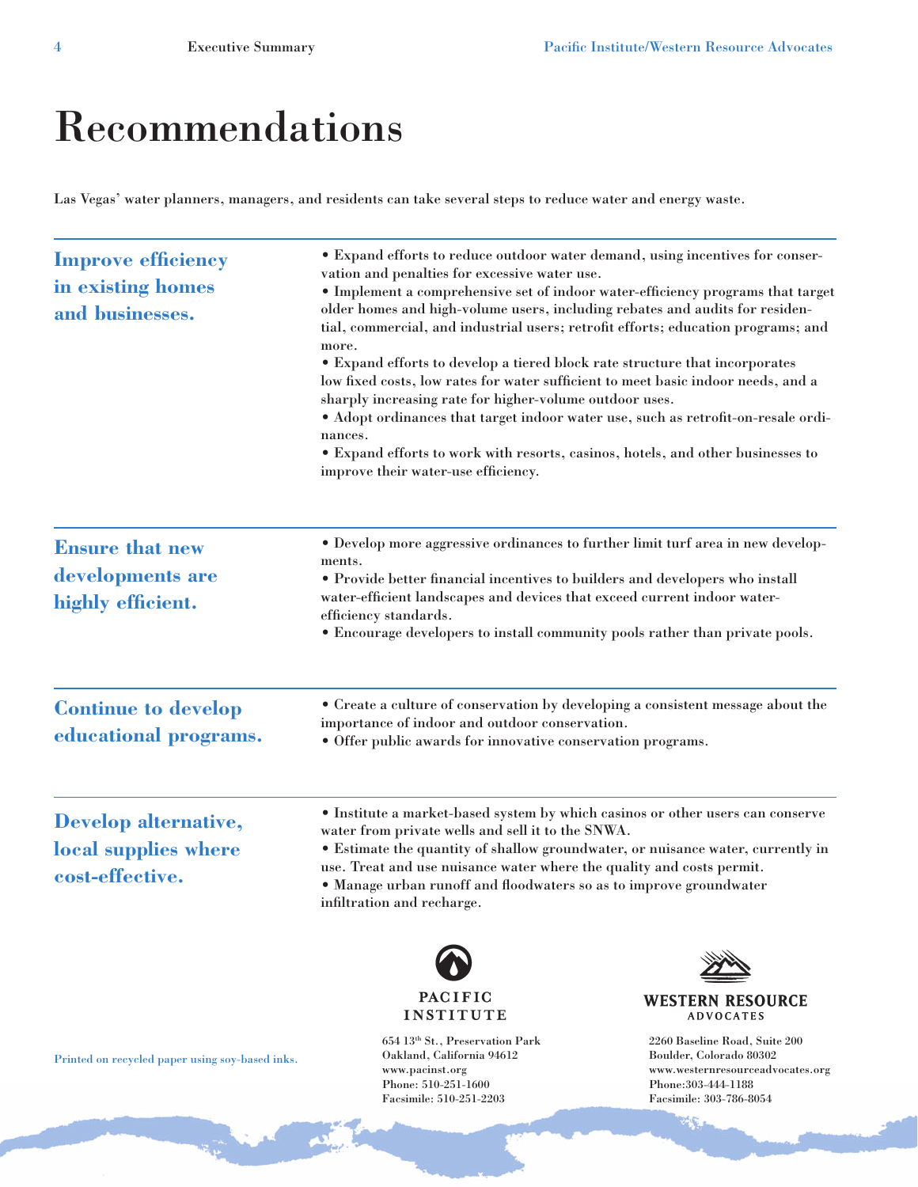# Recommendations

Las Vegas' water planners, managers, and residents can take several steps to reduce water and energy waste.

## Improve efficiency in existing homes and businesses.

- Expand efforts to reduce outdoor water demand, using incentives for conservation and penalties for excessive water use.
- Implement a comprehensive set of indoor water-efficiency programs that target older homes and high-volume users, including rebates and audits for residential, commercial, and industrial users; retrofit efforts; education programs; and more.
- Expand efforts to develop a tiered block rate structure that incorporates low fixed costs, low rates for water sufficient to meet basic indoor needs, and a sharply increasing rate for higher-volume outdoor uses.
- Adopt ordinances that target indoor water use, such as retrofit-on-resale ordinances.
- Expand efforts to work with resorts, casinos, hotels, and other businesses to improve their water-use efficiency.

## Ensure that new developments are highly efficient.

- Develop more aggressive ordinances to further limit turf area in new developments.
- Provide better financial incentives to builders and developers who install water-efficient landscapes and devices that exceed current indoor water-efficiency standards.
- Encourage developers to install community pools rather than private pools.

## Continue to develop educational programs.

- Create a culture of conservation by developing a consistent message about the importance of indoor and outdoor conservation.
- Offer public awards for innovative conservation programs.

## Develop alternative, local supplies where cost-effective.

- Institute a market-based system by which casinos or other users can conserve water from private wells and sell it to the SNWA.
- Estimate the quantity of shallow groundwater, or nuisance water, currently in use. Treat and use nuisance water where the quality and costs permit.
- Manage urban runoff and floodwaters so as to improve groundwater infiltration and recharge.

**PACIFIC INSTITUTE**
654 13th St., Preservation Park
Oakland, California 94612
www.pacinst.org
Phone: 510-251-1600
Facsimile: 510-251-2203

**WESTERN RESOURCE ADVOCATES**
2260 Baseline Road, Suite 200
Boulder, Colorado 80302
www.westernresourceadvocates.org
Phone:303-444-1188
Facsimile: 303-786-8054

Printed on recycled paper using soy-based inks.